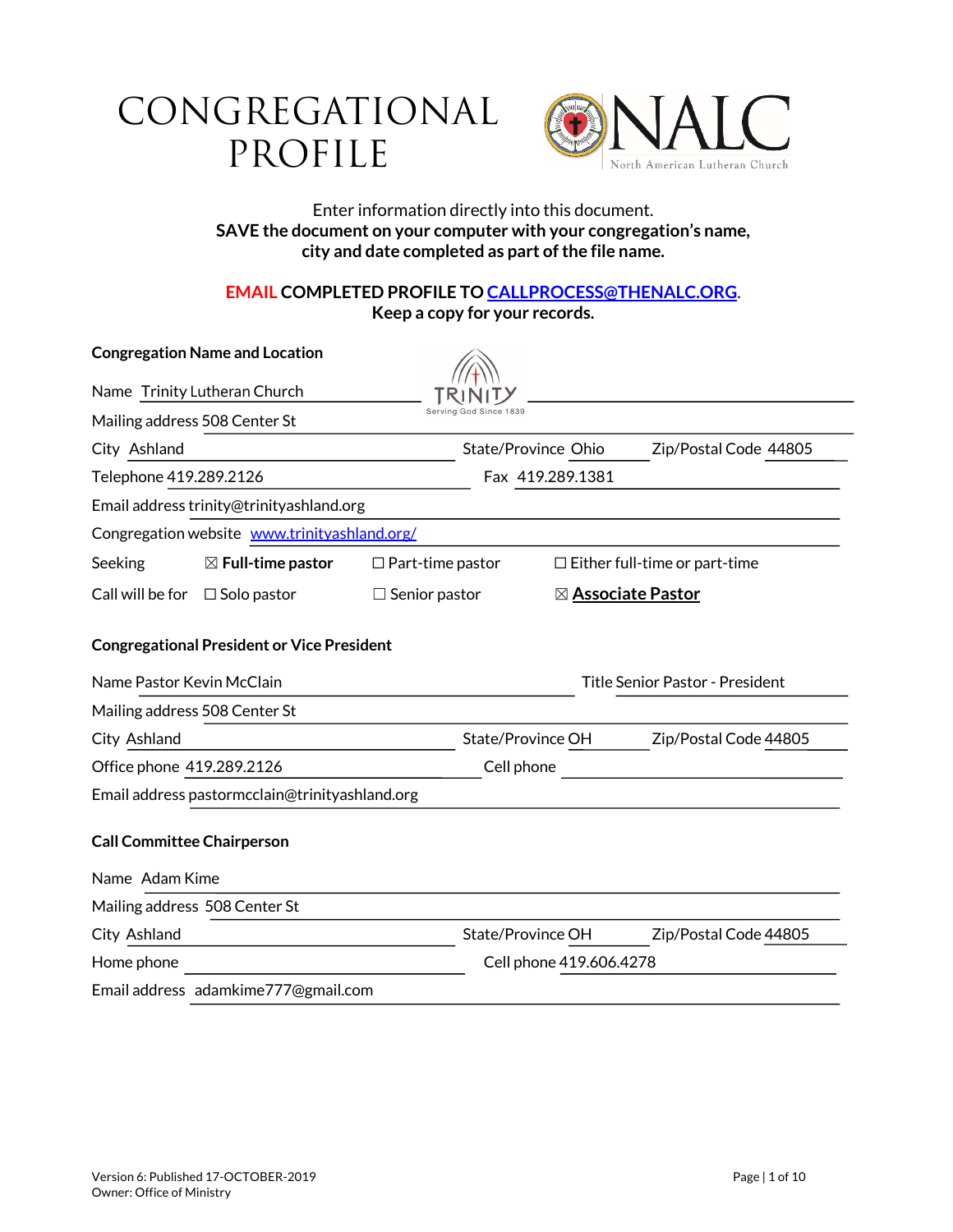# CONGREGATIONAL PROFILE

Enter information directly into this document.
**SAVE the document on your computer with your congregation's name, city and date completed as part of the file name.**

**EMAIL COMPLETED PROFILE TO [CALLPROCESS@THENALC.ORG](mailto:CALLPROCESS@THENALC.ORG).**
**Keep a copy for your records.**

**Congregation Name and Location**

Name Trinity Lutheran Church

Mailing address 508 Center St

City Ashland State/Province Ohio Zip/Postal Code 44805

Telephone 419.289.2126 Fax 419.289.1381

Email address trinity@trinityashland.org

Congregation website [www.trinityashland.org/](http://www.trinityashland.org/)

Seeking ☒ **Full-time pastor** ☐ Part-time pastor ☐ Either full-time or part-time

Call will be for ☐ Solo pastor ☐ Senior pastor ☒ **Associate Pastor**

**Congregational President or Vice President**

Name Pastor Kevin McClain Title Senior Pastor - President

Mailing address 508 Center St

City Ashland State/Province OH Zip/Postal Code 44805

Office phone 419.289.2126 Cell phone

Email address pastormcclain@trinityashland.org

**Call Committee Chairperson**

Name Adam Kime

Mailing address 508 Center St

City Ashland State/Province OH Zip/Postal Code 44805

Home phone Cell phone 419.606.4278

Email address adamkime777@gmail.com

Version 6: Published 17-OCTOBER-2019
Owner: Office of Ministry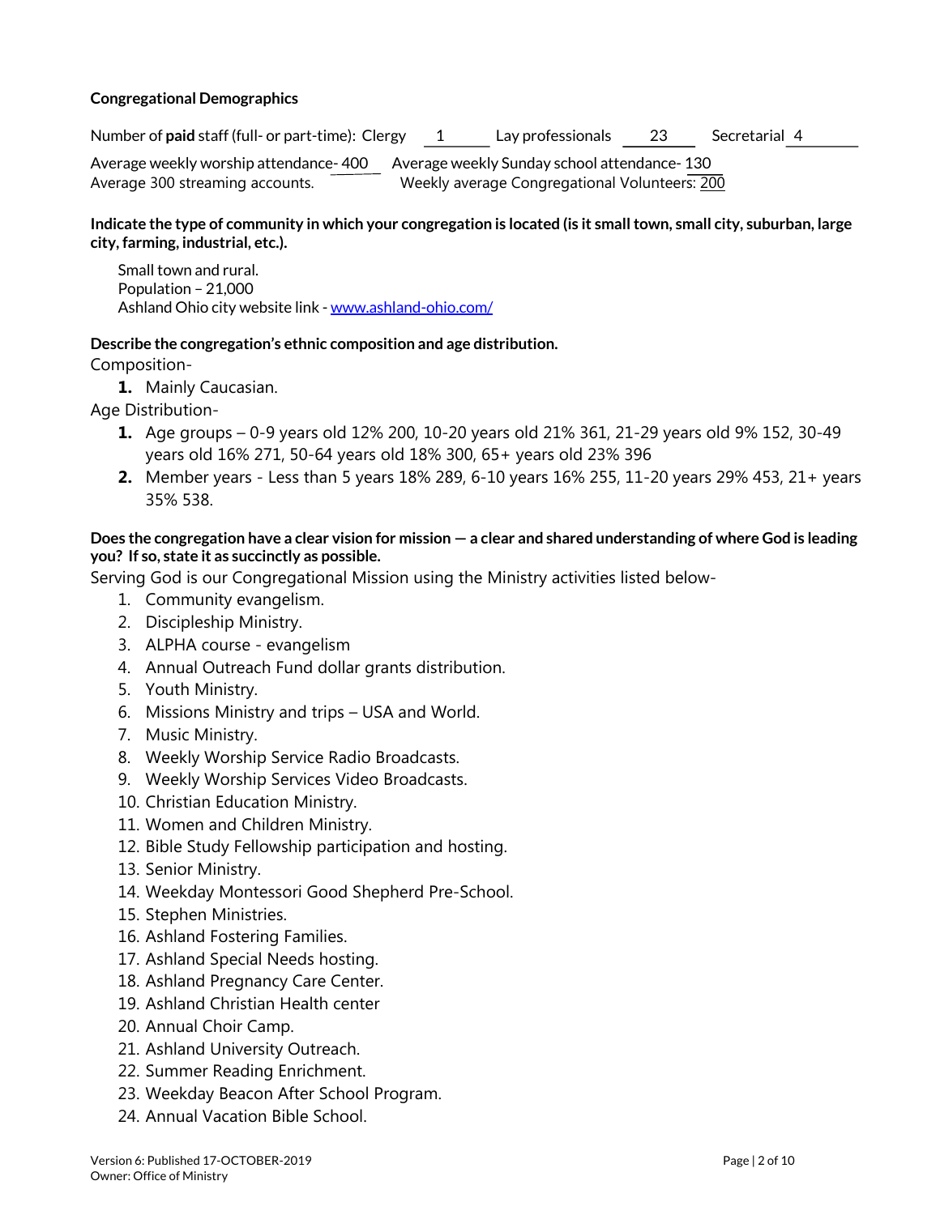**Congregational Demographics**

Number of **paid** staff (full- or part-time): Clergy 1 Lay professionals 23 Secretarial 4

Average weekly worship attendance- 400 Average weekly Sunday school attendance- 130
Average 300 streaming accounts. Weekly average Congregational Volunteers: 200

**Indicate the type of community in which your congregation is located (is it small town, small city, suburban, large city, farming, industrial, etc.).**

Small town and rural.
Population – 21,000
Ashland Ohio city website link - [www.ashland-ohio.com/](www.ashland-ohio.com/)

**Describe the congregation's ethnic composition and age distribution.**

Composition-

1. Mainly Caucasian.

Age Distribution-

1. Age groups – 0-9 years old 12% 200, 10-20 years old 21% 361, 21-29 years old 9% 152, 30-49 years old 16% 271, 50-64 years old 18% 300, 65+ years old 23% 396
2. Member years - Less than 5 years 18% 289, 6-10 years 16% 255, 11-20 years 29% 453, 21+ years 35% 538.

**Does the congregation have a clear vision for mission — a clear and shared understanding of where God is leading you? If so, state it as succinctly as possible.**

Serving God is our Congregational Mission using the Ministry activities listed below-

1. Community evangelism.
2. Discipleship Ministry.
3. ALPHA course - evangelism
4. Annual Outreach Fund dollar grants distribution.
5. Youth Ministry.
6. Missions Ministry and trips – USA and World.
7. Music Ministry.
8. Weekly Worship Service Radio Broadcasts.
9. Weekly Worship Services Video Broadcasts.
10. Christian Education Ministry.
11. Women and Children Ministry.
12. Bible Study Fellowship participation and hosting.
13. Senior Ministry.
14. Weekday Montessori Good Shepherd Pre-School.
15. Stephen Ministries.
16. Ashland Fostering Families.
17. Ashland Special Needs hosting.
18. Ashland Pregnancy Care Center.
19. Ashland Christian Health center
20. Annual Choir Camp.
21. Ashland University Outreach.
22. Summer Reading Enrichment.
23. Weekday Beacon After School Program.
24. Annual Vacation Bible School.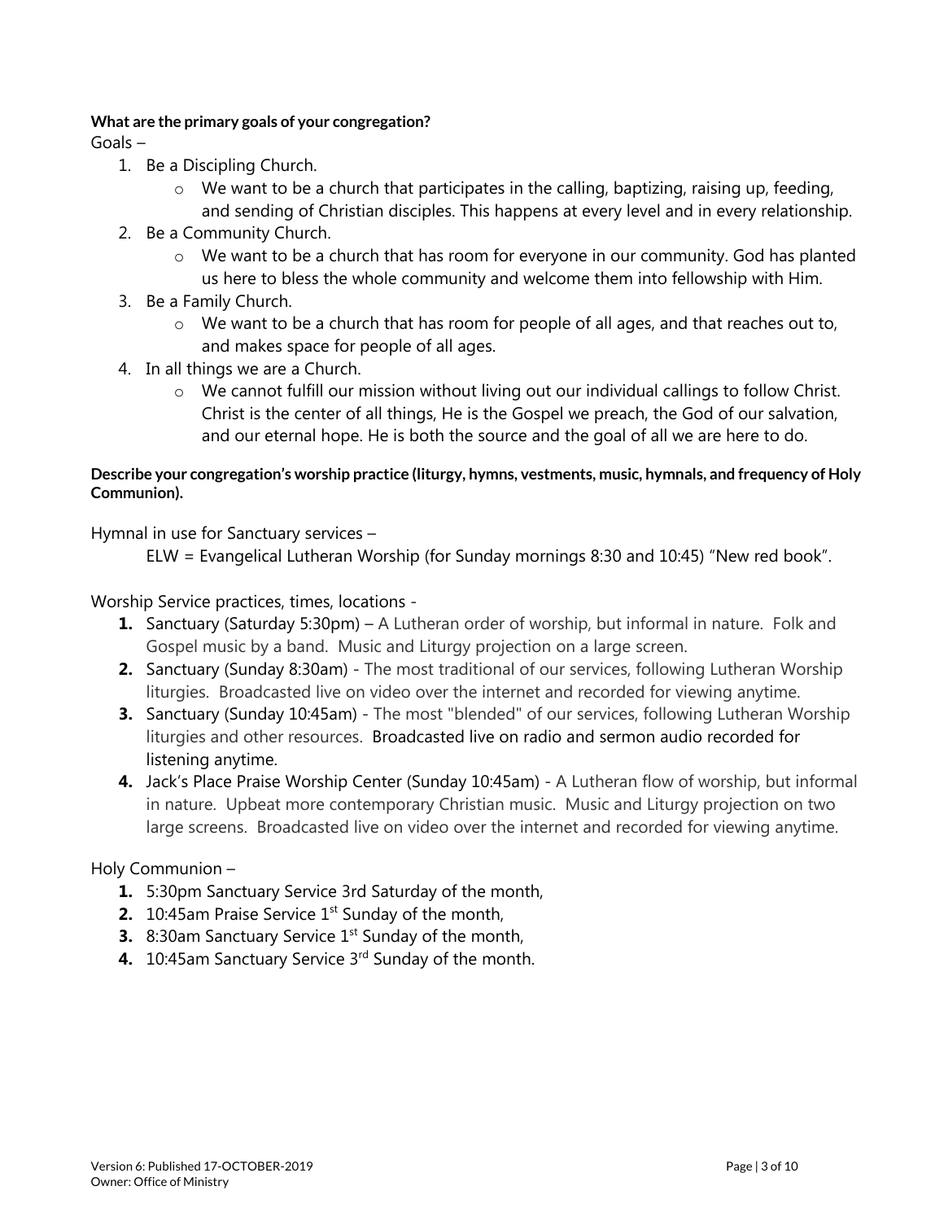**What are the primary goals of your congregation?**

Goals –

1. Be a Discipling Church.
   - We want to be a church that participates in the calling, baptizing, raising up, feeding, and sending of Christian disciples. This happens at every level and in every relationship.
2. Be a Community Church.
   - We want to be a church that has room for everyone in our community. God has planted us here to bless the whole community and welcome them into fellowship with Him.
3. Be a Family Church.
   - We want to be a church that has room for people of all ages, and that reaches out to, and makes space for people of all ages.
4. In all things we are a Church.
   - We cannot fulfill our mission without living out our individual callings to follow Christ. Christ is the center of all things, He is the Gospel we preach, the God of our salvation, and our eternal hope. He is both the source and the goal of all we are here to do.

**Describe your congregation's worship practice (liturgy, hymns, vestments, music, hymnals, and frequency of Holy Communion).**

Hymnal in use for Sanctuary services –

ELW = Evangelical Lutheran Worship (for Sunday mornings 8:30 and 10:45) "New red book".

Worship Service practices, times, locations -

1. Sanctuary (Saturday 5:30pm) – A Lutheran order of worship, but informal in nature. Folk and Gospel music by a band. Music and Liturgy projection on a large screen.
2. Sanctuary (Sunday 8:30am) - The most traditional of our services, following Lutheran Worship liturgies. Broadcasted live on video over the internet and recorded for viewing anytime.
3. Sanctuary (Sunday 10:45am) - The most "blended" of our services, following Lutheran Worship liturgies and other resources. Broadcasted live on radio and sermon audio recorded for listening anytime.
4. Jack's Place Praise Worship Center (Sunday 10:45am) - A Lutheran flow of worship, but informal in nature. Upbeat more contemporary Christian music. Music and Liturgy projection on two large screens. Broadcasted live on video over the internet and recorded for viewing anytime.

Holy Communion –

1. 5:30pm Sanctuary Service 3rd Saturday of the month,
2. 10:45am Praise Service 1st Sunday of the month,
3. 8:30am Sanctuary Service 1st Sunday of the month,
4. 10:45am Sanctuary Service 3rd Sunday of the month.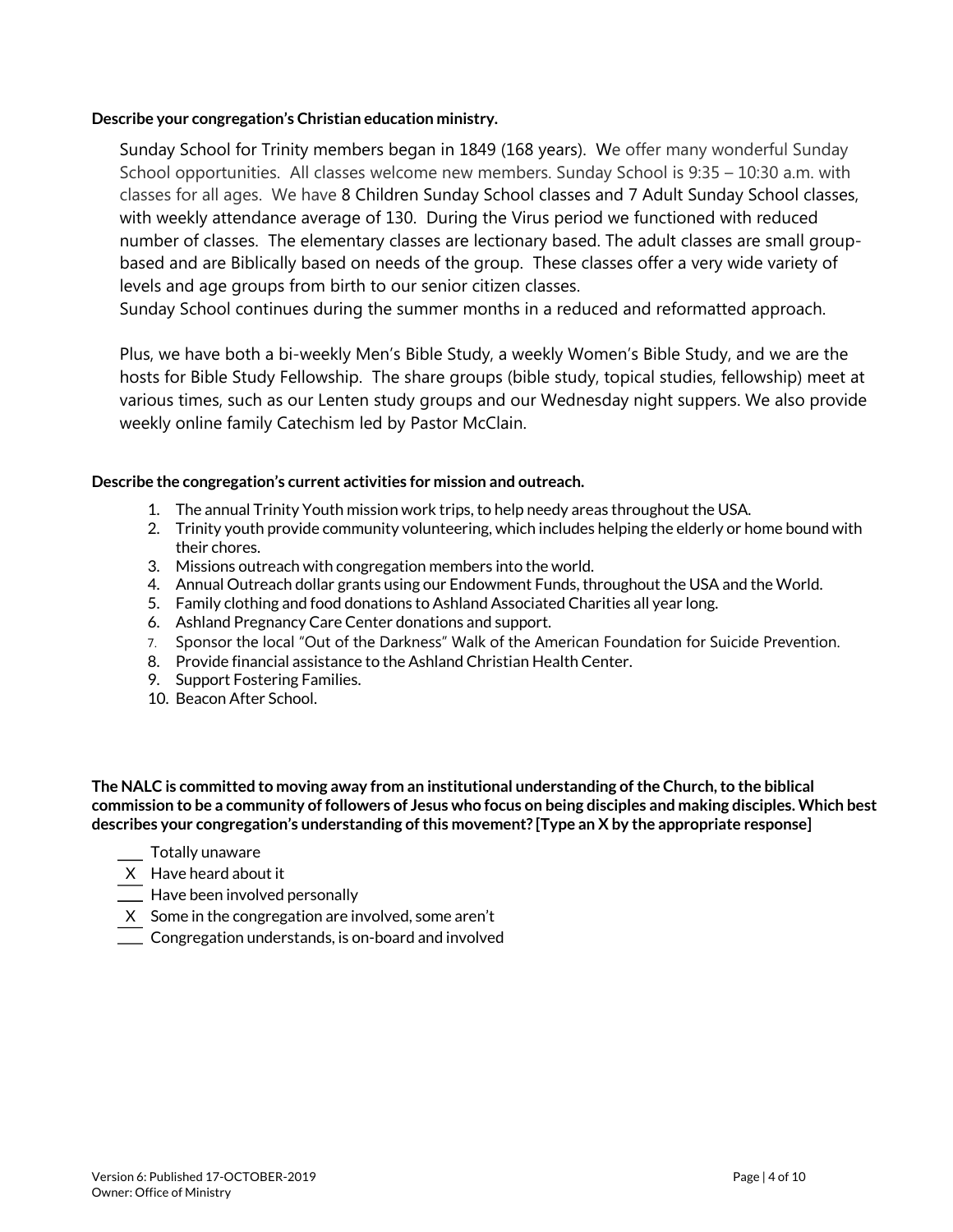**Describe your congregation's Christian education ministry.**

Sunday School for Trinity members began in 1849 (168 years). We offer many wonderful Sunday School opportunities. All classes welcome new members. Sunday School is 9:35 – 10:30 a.m. with classes for all ages. We have 8 Children Sunday School classes and 7 Adult Sunday School classes, with weekly attendance average of 130. During the Virus period we functioned with reduced number of classes. The elementary classes are lectionary based. The adult classes are small group-based and are Biblically based on needs of the group. These classes offer a very wide variety of levels and age groups from birth to our senior citizen classes.
Sunday School continues during the summer months in a reduced and reformatted approach.

Plus, we have both a bi-weekly Men's Bible Study, a weekly Women's Bible Study, and we are the hosts for Bible Study Fellowship. The share groups (bible study, topical studies, fellowship) meet at various times, such as our Lenten study groups and our Wednesday night suppers. We also provide weekly online family Catechism led by Pastor McClain.

**Describe the congregation's current activities for mission and outreach.**

1. The annual Trinity Youth mission work trips, to help needy areas throughout the USA.
2. Trinity youth provide community volunteering, which includes helping the elderly or home bound with their chores.
3. Missions outreach with congregation members into the world.
4. Annual Outreach dollar grants using our Endowment Funds, throughout the USA and the World.
5. Family clothing and food donations to Ashland Associated Charities all year long.
6. Ashland Pregnancy Care Center donations and support.
7. Sponsor the local "Out of the Darkness" Walk of the American Foundation for Suicide Prevention.
8. Provide financial assistance to the Ashland Christian Health Center.
9. Support Fostering Families.
10. Beacon After School.

**The NALC is committed to moving away from an institutional understanding of the Church, to the biblical commission to be a community of followers of Jesus who focus on being disciples and making disciples. Which best describes your congregation's understanding of this movement? [Type an X by the appropriate response]**

\_\_\_ Totally unaware
\_X\_ Have heard about it
\_\_\_ Have been involved personally
\_X\_ Some in the congregation are involved, some aren't
\_\_\_ Congregation understands, is on-board and involved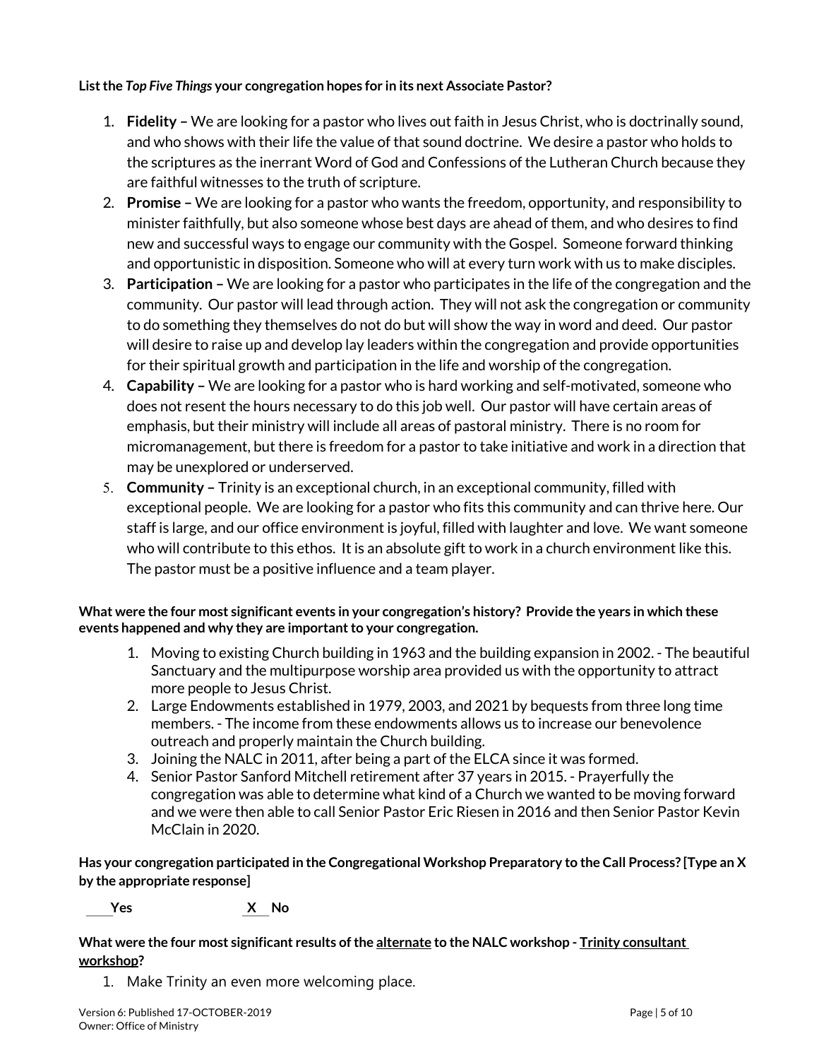**List the *Top Five Things* your congregation hopes for in its next Associate Pastor?**

1. **Fidelity –** We are looking for a pastor who lives out faith in Jesus Christ, who is doctrinally sound, and who shows with their life the value of that sound doctrine. We desire a pastor who holds to the scriptures as the inerrant Word of God and Confessions of the Lutheran Church because they are faithful witnesses to the truth of scripture.
2. **Promise –** We are looking for a pastor who wants the freedom, opportunity, and responsibility to minister faithfully, but also someone whose best days are ahead of them, and who desires to find new and successful ways to engage our community with the Gospel. Someone forward thinking and opportunistic in disposition. Someone who will at every turn work with us to make disciples.
3. **Participation –** We are looking for a pastor who participates in the life of the congregation and the community. Our pastor will lead through action. They will not ask the congregation or community to do something they themselves do not do but will show the way in word and deed. Our pastor will desire to raise up and develop lay leaders within the congregation and provide opportunities for their spiritual growth and participation in the life and worship of the congregation.
4. **Capability –** We are looking for a pastor who is hard working and self-motivated, someone who does not resent the hours necessary to do this job well. Our pastor will have certain areas of emphasis, but their ministry will include all areas of pastoral ministry. There is no room for micromanagement, but there is freedom for a pastor to take initiative and work in a direction that may be unexplored or underserved.
5. **Community –** Trinity is an exceptional church, in an exceptional community, filled with exceptional people. We are looking for a pastor who fits this community and can thrive here. Our staff is large, and our office environment is joyful, filled with laughter and love. We want someone who will contribute to this ethos. It is an absolute gift to work in a church environment like this. The pastor must be a positive influence and a team player.

**What were the four most significant events in your congregation's history? Provide the years in which these events happened and why they are important to your congregation.**

1. Moving to existing Church building in 1963 and the building expansion in 2002. - The beautiful Sanctuary and the multipurpose worship area provided us with the opportunity to attract more people to Jesus Christ.
2. Large Endowments established in 1979, 2003, and 2021 by bequests from three long time members. - The income from these endowments allows us to increase our benevolence outreach and properly maintain the Church building.
3. Joining the NALC in 2011, after being a part of the ELCA since it was formed.
4. Senior Pastor Sanford Mitchell retirement after 37 years in 2015. - Prayerfully the congregation was able to determine what kind of a Church we wanted to be moving forward and we were then able to call Senior Pastor Eric Riesen in 2016 and then Senior Pastor Kevin McClain in 2020.

**Has your congregation participated in the Congregational Workshop Preparatory to the Call Process? [Type an X by the appropriate response]**

**\_\_\_\_ Yes** **\_X\_ No**

**What were the four most significant results of the <u>alternate</u> to the NALC workshop - <u>Trinity consultant workshop</u>?**

1. Make Trinity an even more welcoming place.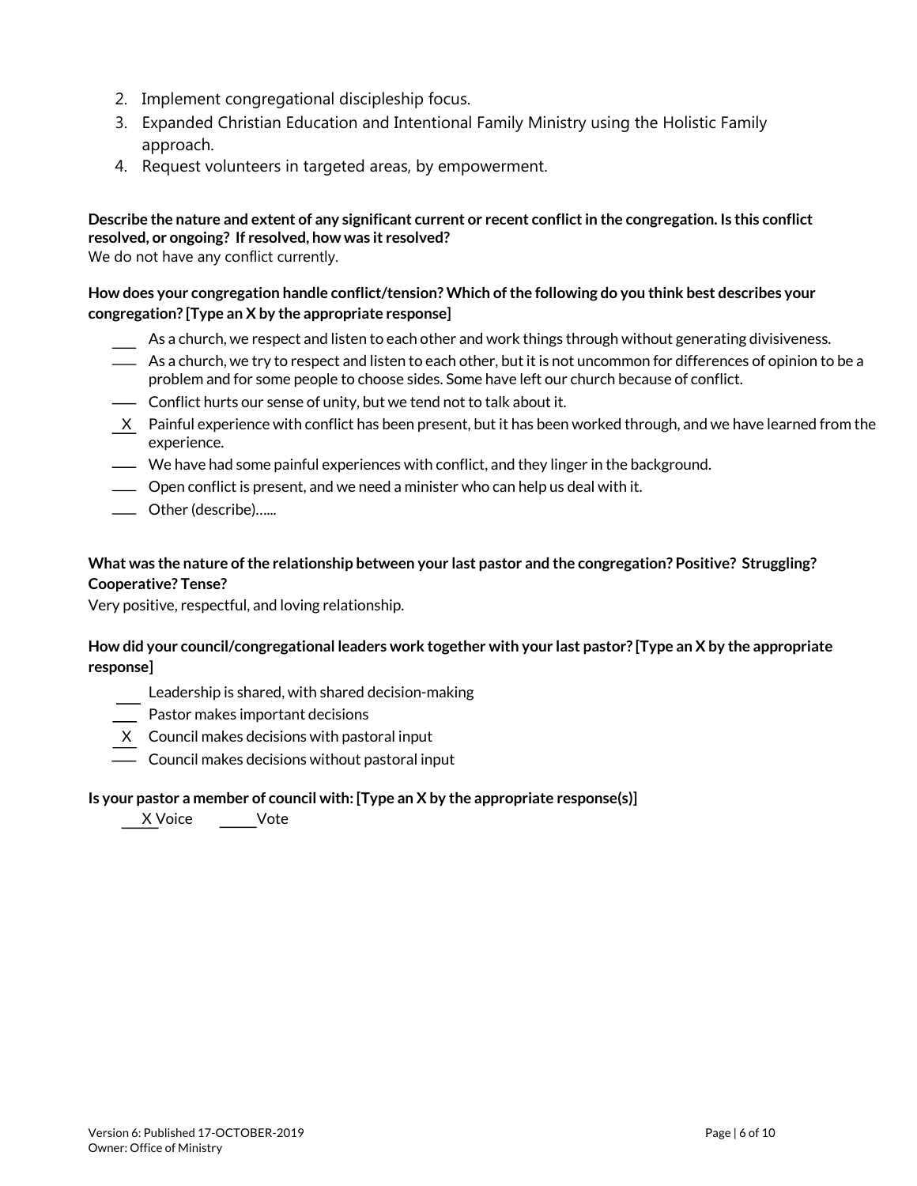2. Implement congregational discipleship focus.
3. Expanded Christian Education and Intentional Family Ministry using the Holistic Family approach.
4. Request volunteers in targeted areas, by empowerment.

**Describe the nature and extent of any significant current or recent conflict in the congregation. Is this conflict resolved, or ongoing? If resolved, how was it resolved?**
We do not have any conflict currently.

**How does your congregation handle conflict/tension? Which of the following do you think best describes your congregation? [Type an X by the appropriate response]**

- ___ As a church, we respect and listen to each other and work things through without generating divisiveness.
- ___ As a church, we try to respect and listen to each other, but it is not uncommon for differences of opinion to be a problem and for some people to choose sides. Some have left our church because of conflict.
- ___ Conflict hurts our sense of unity, but we tend not to talk about it.
- _X_ Painful experience with conflict has been present, but it has been worked through, and we have learned from the experience.
- ___ We have had some painful experiences with conflict, and they linger in the background.
- ___ Open conflict is present, and we need a minister who can help us deal with it.
- ___ Other (describe)…...

**What was the nature of the relationship between your last pastor and the congregation? Positive? Struggling? Cooperative? Tense?**
Very positive, respectful, and loving relationship.

**How did your council/congregational leaders work together with your last pastor? [Type an X by the appropriate response]**

- ___ Leadership is shared, with shared decision-making
- ___ Pastor makes important decisions
- _X_ Council makes decisions with pastoral input
- ___ Council makes decisions without pastoral input

**Is your pastor a member of council with: [Type an X by the appropriate response(s)]**

_X_ Voice ___ Vote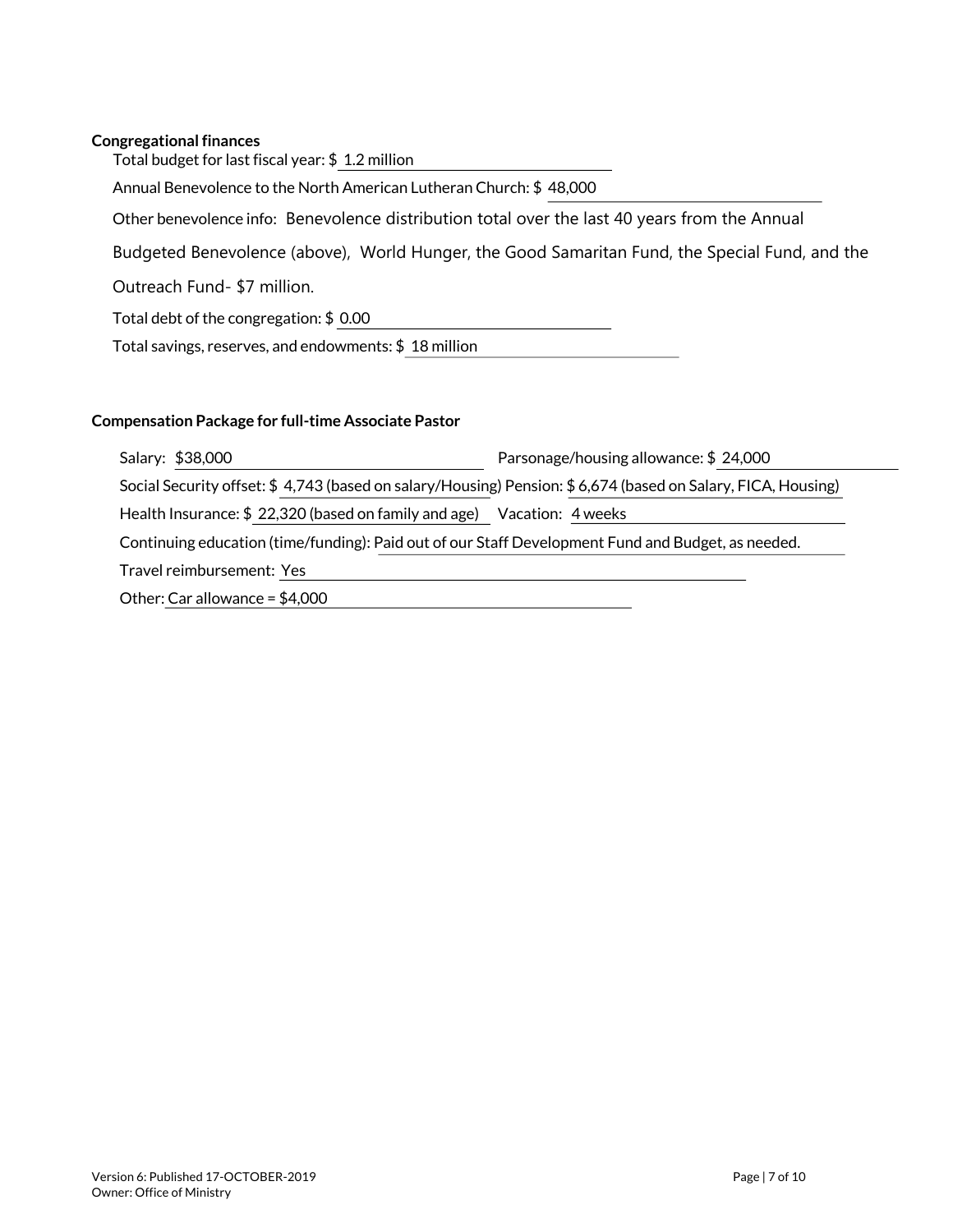**Congregational finances**

Total budget for last fiscal year: $ 1.2 million

Annual Benevolence to the North American Lutheran Church: $ 48,000

Other benevolence info: Benevolence distribution total over the last 40 years from the Annual Budgeted Benevolence (above), World Hunger, the Good Samaritan Fund, the Special Fund, and the Outreach Fund- $7 million.

Total debt of the congregation: $ 0.00

Total savings, reserves, and endowments: $ 18 million

**Compensation Package for full-time Associate Pastor**

Salary: $38,000

Parsonage/housing allowance: $ 24,000

Social Security offset: $ 4,743 (based on salary/Housing)

Pension: $ 6,674 (based on Salary, FICA, Housing)

Health Insurance: $ 22,320 (based on family and age)

Vacation: 4 weeks

Continuing education (time/funding): Paid out of our Staff Development Fund and Budget, as needed.

Travel reimbursement: Yes

Other: Car allowance = $4,000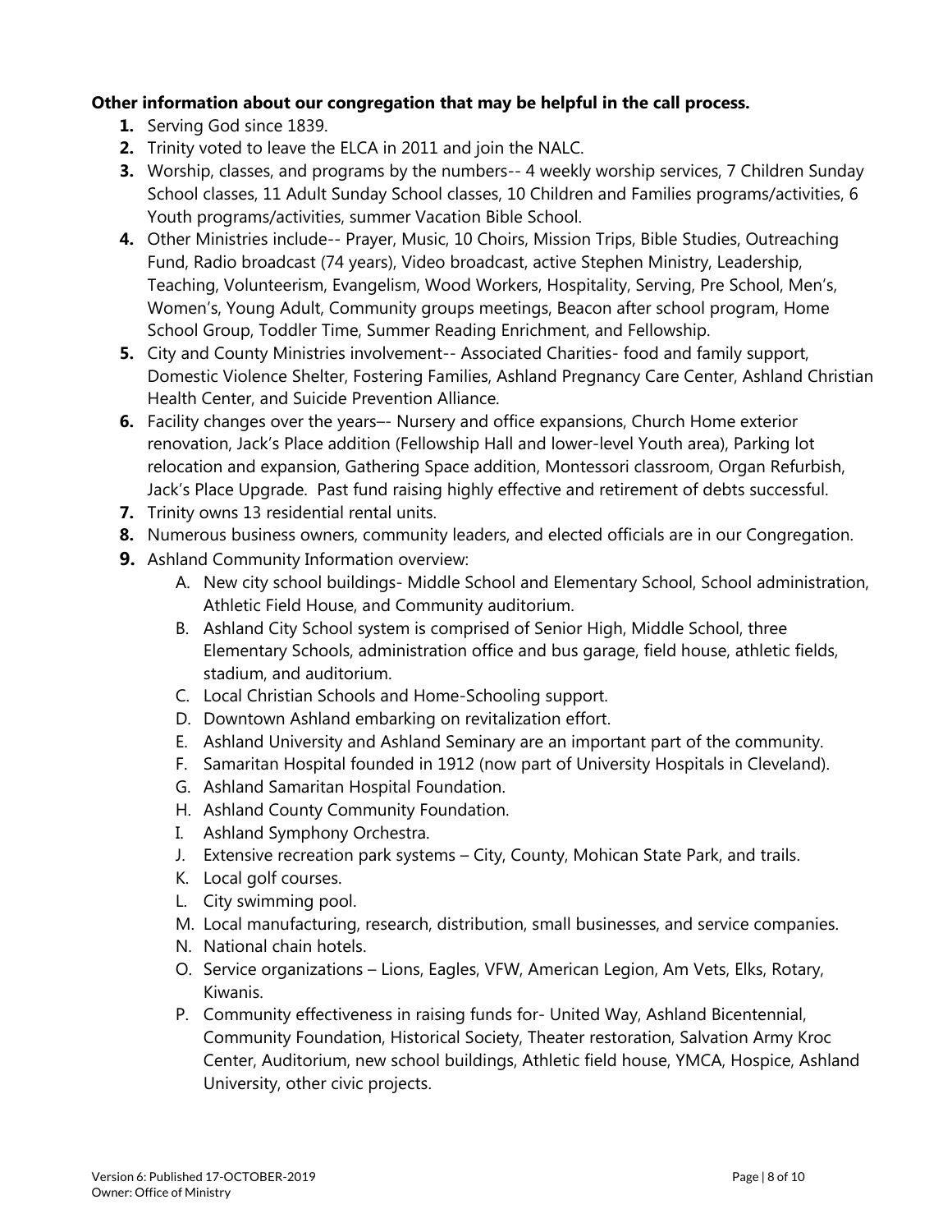**Other information about our congregation that may be helpful in the call process.**

1. Serving God since 1839.
2. Trinity voted to leave the ELCA in 2011 and join the NALC.
3. Worship, classes, and programs by the numbers-- 4 weekly worship services, 7 Children Sunday School classes, 11 Adult Sunday School classes, 10 Children and Families programs/activities, 6 Youth programs/activities, summer Vacation Bible School.
4. Other Ministries include-- Prayer, Music, 10 Choirs, Mission Trips, Bible Studies, Outreaching Fund, Radio broadcast (74 years), Video broadcast, active Stephen Ministry, Leadership, Teaching, Volunteerism, Evangelism, Wood Workers, Hospitality, Serving, Pre School, Men's, Women's, Young Adult, Community groups meetings, Beacon after school program, Home School Group, Toddler Time, Summer Reading Enrichment, and Fellowship.
5. City and County Ministries involvement-- Associated Charities- food and family support, Domestic Violence Shelter, Fostering Families, Ashland Pregnancy Care Center, Ashland Christian Health Center, and Suicide Prevention Alliance.
6. Facility changes over the years–- Nursery and office expansions, Church Home exterior renovation, Jack's Place addition (Fellowship Hall and lower-level Youth area), Parking lot relocation and expansion, Gathering Space addition, Montessori classroom, Organ Refurbish, Jack's Place Upgrade. Past fund raising highly effective and retirement of debts successful.
7. Trinity owns 13 residential rental units.
8. Numerous business owners, community leaders, and elected officials are in our Congregation.
9. Ashland Community Information overview:
   A. New city school buildings- Middle School and Elementary School, School administration, Athletic Field House, and Community auditorium.
   B. Ashland City School system is comprised of Senior High, Middle School, three Elementary Schools, administration office and bus garage, field house, athletic fields, stadium, and auditorium.
   C. Local Christian Schools and Home-Schooling support.
   D. Downtown Ashland embarking on revitalization effort.
   E. Ashland University and Ashland Seminary are an important part of the community.
   F. Samaritan Hospital founded in 1912 (now part of University Hospitals in Cleveland).
   G. Ashland Samaritan Hospital Foundation.
   H. Ashland County Community Foundation.
   I. Ashland Symphony Orchestra.
   J. Extensive recreation park systems – City, County, Mohican State Park, and trails.
   K. Local golf courses.
   L. City swimming pool.
   M. Local manufacturing, research, distribution, small businesses, and service companies.
   N. National chain hotels.
   O. Service organizations – Lions, Eagles, VFW, American Legion, Am Vets, Elks, Rotary, Kiwanis.
   P. Community effectiveness in raising funds for- United Way, Ashland Bicentennial, Community Foundation, Historical Society, Theater restoration, Salvation Army Kroc Center, Auditorium, new school buildings, Athletic field house, YMCA, Hospice, Ashland University, other civic projects.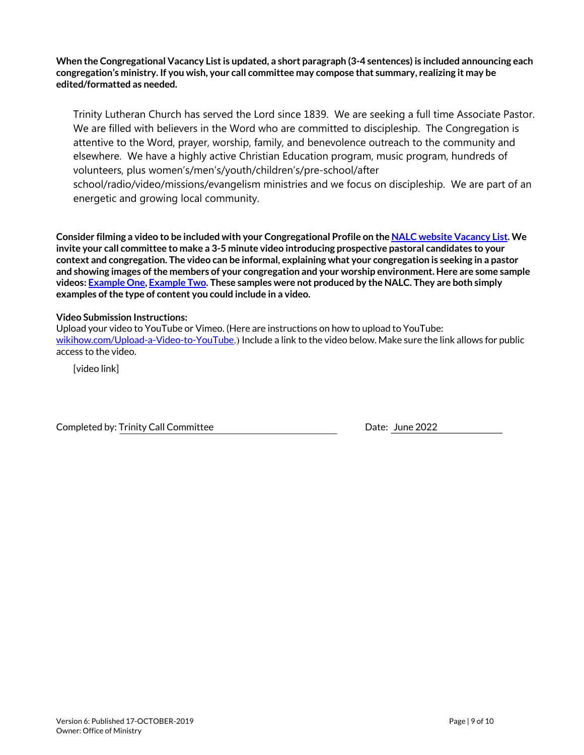**When the Congregational Vacancy List is updated, a short paragraph (3-4 sentences) is included announcing each congregation's ministry. If you wish, your call committee may compose that summary, realizing it may be edited/formatted as needed.**

Trinity Lutheran Church has served the Lord since 1839. We are seeking a full time Associate Pastor. We are filled with believers in the Word who are committed to discipleship. The Congregation is attentive to the Word, prayer, worship, family, and benevolence outreach to the community and elsewhere. We have a highly active Christian Education program, music program, hundreds of volunteers, plus women's/men's/youth/children's/pre-school/after school/radio/video/missions/evangelism ministries and we focus on discipleship. We are part of an energetic and growing local community.

**Consider filming a video to be included with your Congregational Profile on the NALC website Vacancy List. We invite your call committee to make a 3-5 minute video introducing prospective pastoral candidates to your context and congregation. The video can be informal, explaining what your congregation is seeking in a pastor and showing images of the members of your congregation and your worship environment. Here are some sample videos: Example One, Example Two. These samples were not produced by the NALC. They are both simply examples of the type of content you could include in a video.**

**Video Submission Instructions:**
Upload your video to YouTube or Vimeo. (Here are instructions on how to upload to YouTube: wikihow.com/Upload-a-Video-to-YouTube.) Include a link to the video below. Make sure the link allows for public access to the video.

[video link]

Completed by: Trinity Call Committee Date: June 2022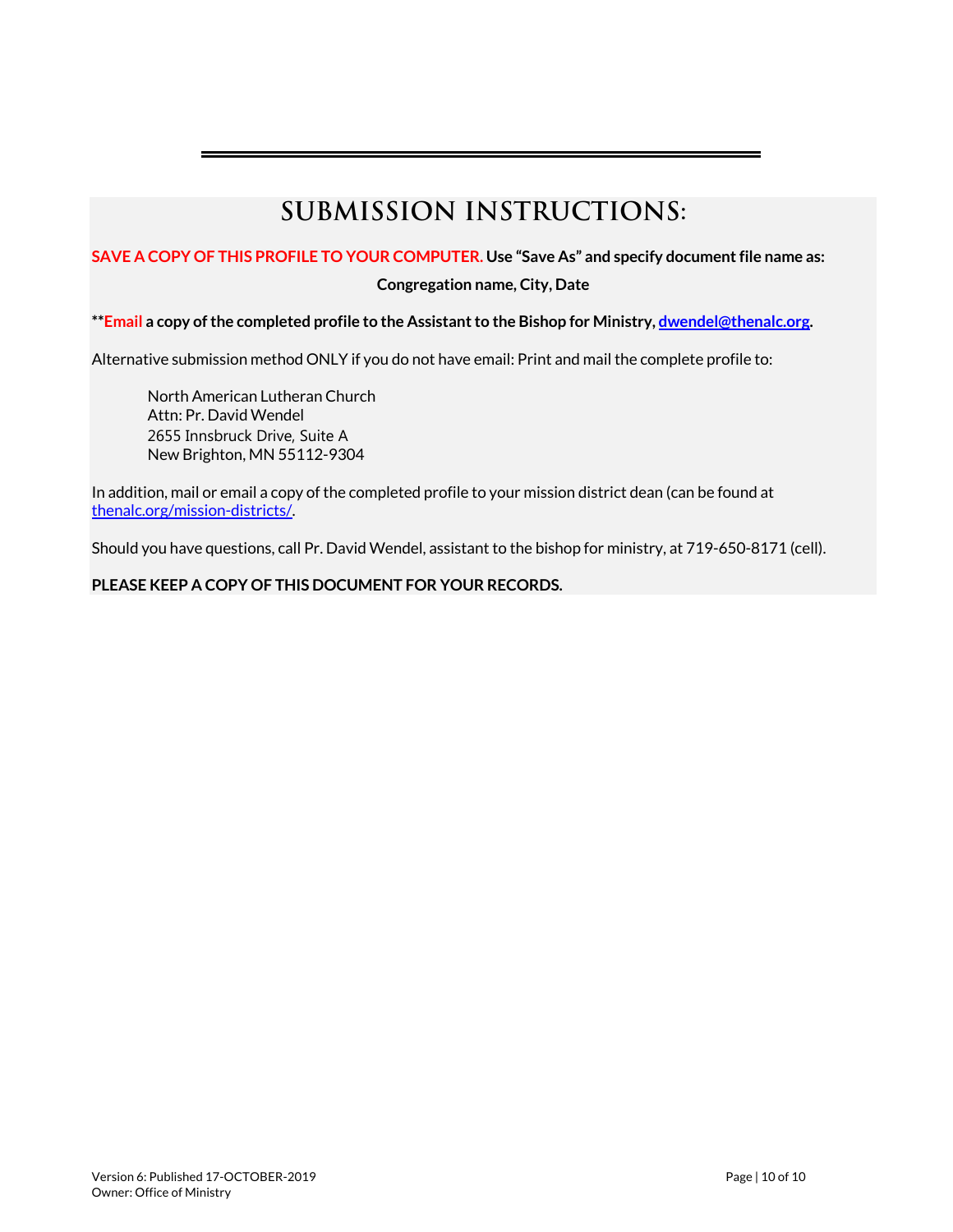# SUBMISSION INSTRUCTIONS:

**SAVE A COPY OF THIS PROFILE TO YOUR COMPUTER. Use "Save As" and specify document file name as:**

**Congregation name, City, Date**

****Email a copy of the completed profile to the Assistant to the Bishop for Ministry, dwendel@thenalc.org.**

Alternative submission method ONLY if you do not have email: Print and mail the complete profile to:

North American Lutheran Church
Attn: Pr. David Wendel
2655 Innsbruck Drive, Suite A
New Brighton, MN 55112-9304

In addition, mail or email a copy of the completed profile to your mission district dean (can be found at thenalc.org/mission-districts/.

Should you have questions, call Pr. David Wendel, assistant to the bishop for ministry, at 719-650-8171 (cell).

**PLEASE KEEP A COPY OF THIS DOCUMENT FOR YOUR RECORDS.**